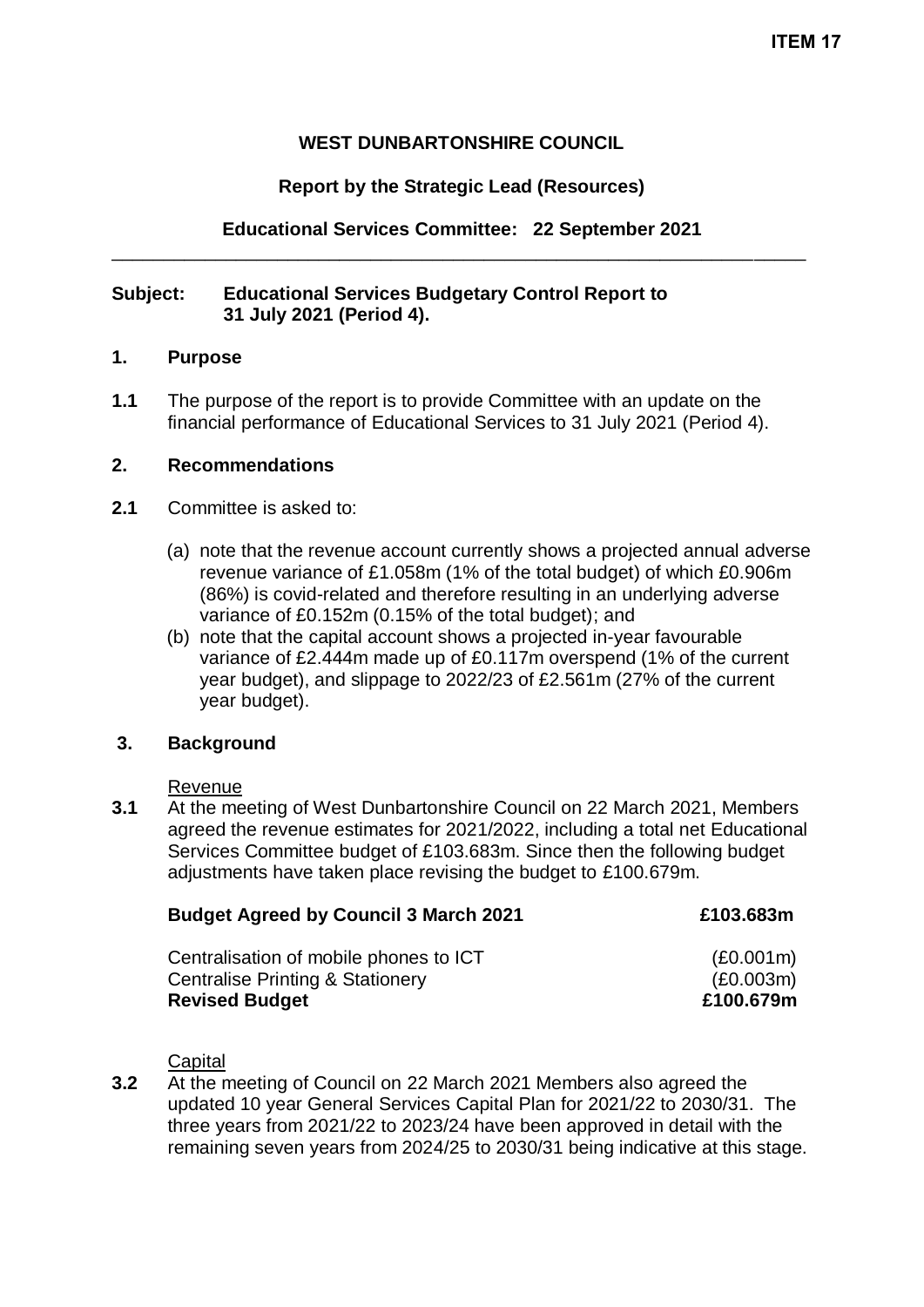**ITEM 17**

**WEST DUNBARTONSHIRE COUNCIL**

**Report by the Strategic Lead (Resources)**

**Educational Services Committee: 22 September 2021**

---

**Subject: Educational Services Budgetary Control Report to 31 July 2021 (Period 4).**

## 1. Purpose

**1.1** The purpose of the report is to provide Committee with an update on the financial performance of Educational Services to 31 July 2021 (Period 4).

## 2. Recommendations

**2.1** Committee is asked to:

(a) note that the revenue account currently shows a projected annual adverse revenue variance of £1.058m (1% of the total budget) of which £0.906m (86%) is covid-related and therefore resulting in an underlying adverse variance of £0.152m (0.15% of the total budget); and

(b) note that the capital account shows a projected in-year favourable variance of £2.444m made up of £0.117m overspend (1% of the current year budget), and slippage to 2022/23 of £2.561m (27% of the current year budget).

## 3. Background

Revenue

**3.1** At the meeting of West Dunbartonshire Council on 22 March 2021, Members agreed the revenue estimates for 2021/2022, including a total net Educational Services Committee budget of £103.683m. Since then the following budget adjustments have taken place revising the budget to £100.679m.

| **Budget Agreed by Council 3 March 2021** | **£103.683m** |
|---|---|
| Centralisation of mobile phones to ICT | (£0.001m) |
| Centralise Printing & Stationery | (£0.003m) |
| **Revised Budget** | **£100.679m** |

Capital

**3.2** At the meeting of Council on 22 March 2021 Members also agreed the updated 10 year General Services Capital Plan for 2021/22 to 2030/31. The three years from 2021/22 to 2023/24 have been approved in detail with the remaining seven years from 2024/25 to 2030/31 being indicative at this stage.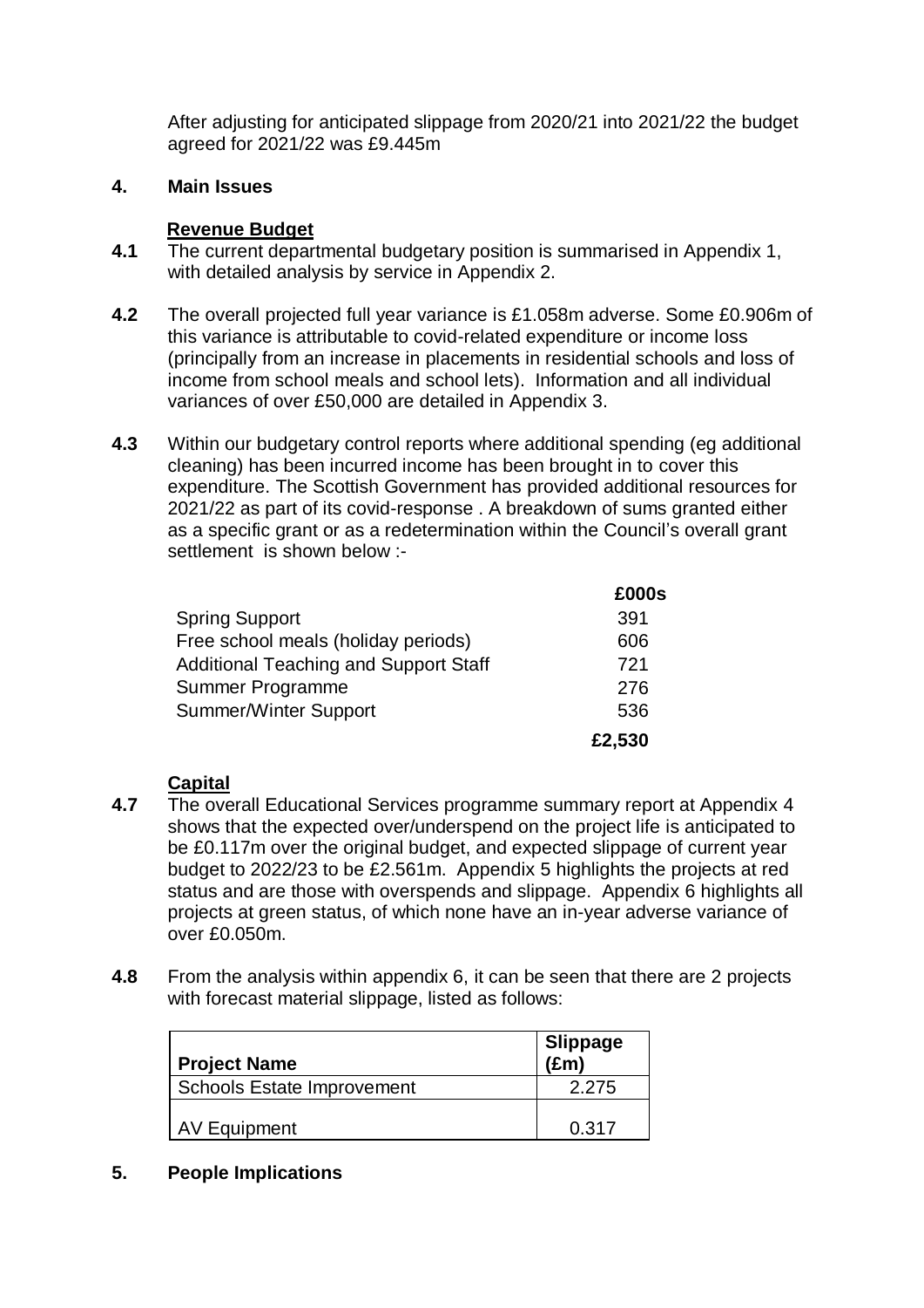After adjusting for anticipated slippage from 2020/21 into 2021/22 the budget agreed for 2021/22 was £9.445m

## 4. Main Issues

### Revenue Budget

**4.1** The current departmental budgetary position is summarised in Appendix 1, with detailed analysis by service in Appendix 2.

**4.2** The overall projected full year variance is £1.058m adverse. Some £0.906m of this variance is attributable to covid-related expenditure or income loss (principally from an increase in placements in residential schools and loss of income from school meals and school lets). Information and all individual variances of over £50,000 are detailed in Appendix 3.

**4.3** Within our budgetary control reports where additional spending (eg additional cleaning) has been incurred income has been brought in to cover this expenditure. The Scottish Government has provided additional resources for 2021/22 as part of its covid-response . A breakdown of sums granted either as a specific grant or as a redetermination within the Council's overall grant settlement is shown below :-

| | £000s |
|---|---|
| Spring Support | 391 |
| Free school meals (holiday periods) | 606 |
| Additional Teaching and Support Staff | 721 |
| Summer Programme | 276 |
| Summer/Winter Support | 536 |
| | **£2,530** |

### Capital

**4.7** The overall Educational Services programme summary report at Appendix 4 shows that the expected over/underspend on the project life is anticipated to be £0.117m over the original budget, and expected slippage of current year budget to 2022/23 to be £2.561m. Appendix 5 highlights the projects at red status and are those with overspends and slippage. Appendix 6 highlights all projects at green status, of which none have an in-year adverse variance of over £0.050m.

**4.8** From the analysis within appendix 6, it can be seen that there are 2 projects with forecast material slippage, listed as follows:

| Project Name | Slippage (£m) |
|---|---|
| Schools Estate Improvement | 2.275 |
| AV Equipment | 0.317 |

## 5. People Implications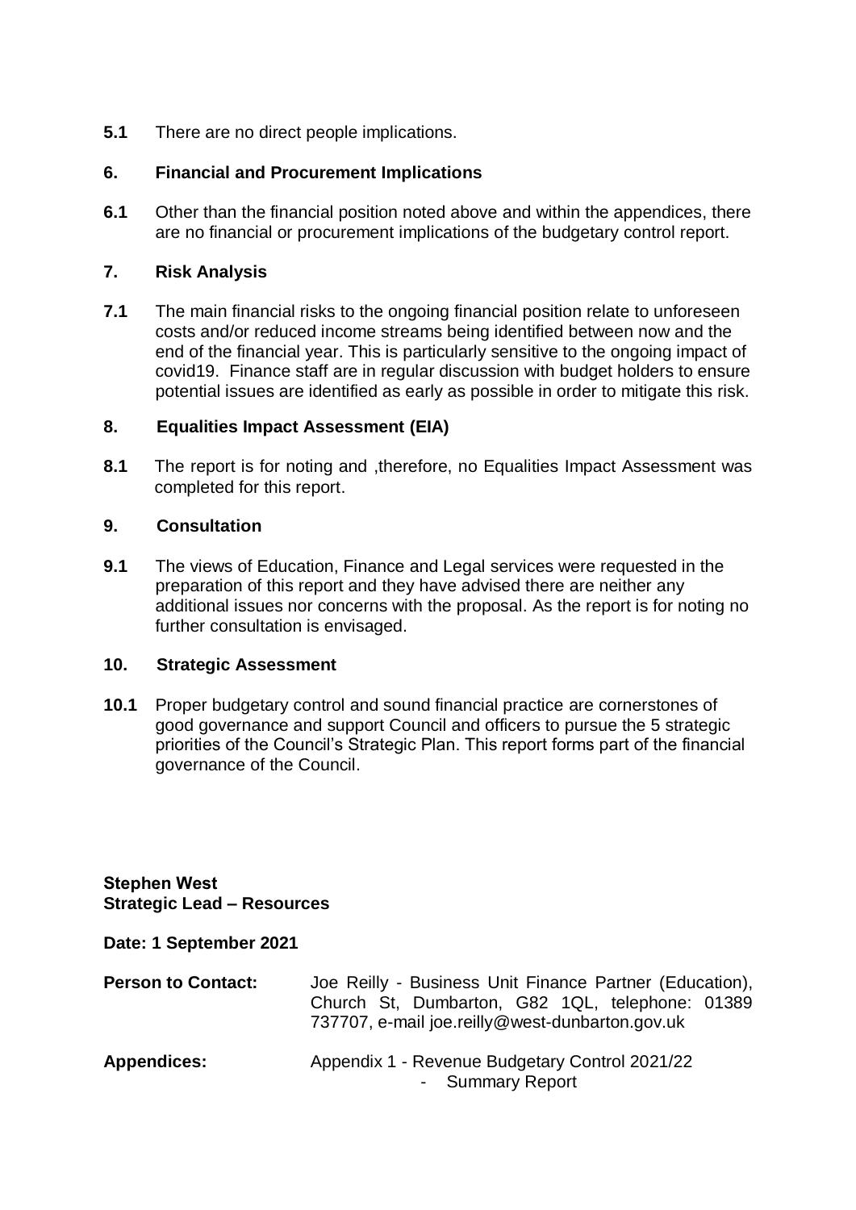**5.1** There are no direct people implications.

## 6. Financial and Procurement Implications

**6.1** Other than the financial position noted above and within the appendices, there are no financial or procurement implications of the budgetary control report.

## 7. Risk Analysis

**7.1** The main financial risks to the ongoing financial position relate to unforeseen costs and/or reduced income streams being identified between now and the end of the financial year. This is particularly sensitive to the ongoing impact of covid19. Finance staff are in regular discussion with budget holders to ensure potential issues are identified as early as possible in order to mitigate this risk.

## 8. Equalities Impact Assessment (EIA)

**8.1** The report is for noting and ,therefore, no Equalities Impact Assessment was completed for this report.

## 9. Consultation

**9.1** The views of Education, Finance and Legal services were requested in the preparation of this report and they have advised there are neither any additional issues nor concerns with the proposal. As the report is for noting no further consultation is envisaged.

## 10. Strategic Assessment

**10.1** Proper budgetary control and sound financial practice are cornerstones of good governance and support Council and officers to pursue the 5 strategic priorities of the Council's Strategic Plan. This report forms part of the financial governance of the Council.

**Stephen West**
**Strategic Lead – Resources**

**Date: 1 September 2021**

| | |
|---|---|
| **Person to Contact:** | Joe Reilly - Business Unit Finance Partner (Education), Church St, Dumbarton, G82 1QL, telephone: 01389 737707, e-mail joe.reilly@west-dunbarton.gov.uk |
| **Appendices:** | Appendix 1 - Revenue Budgetary Control 2021/22 - Summary Report |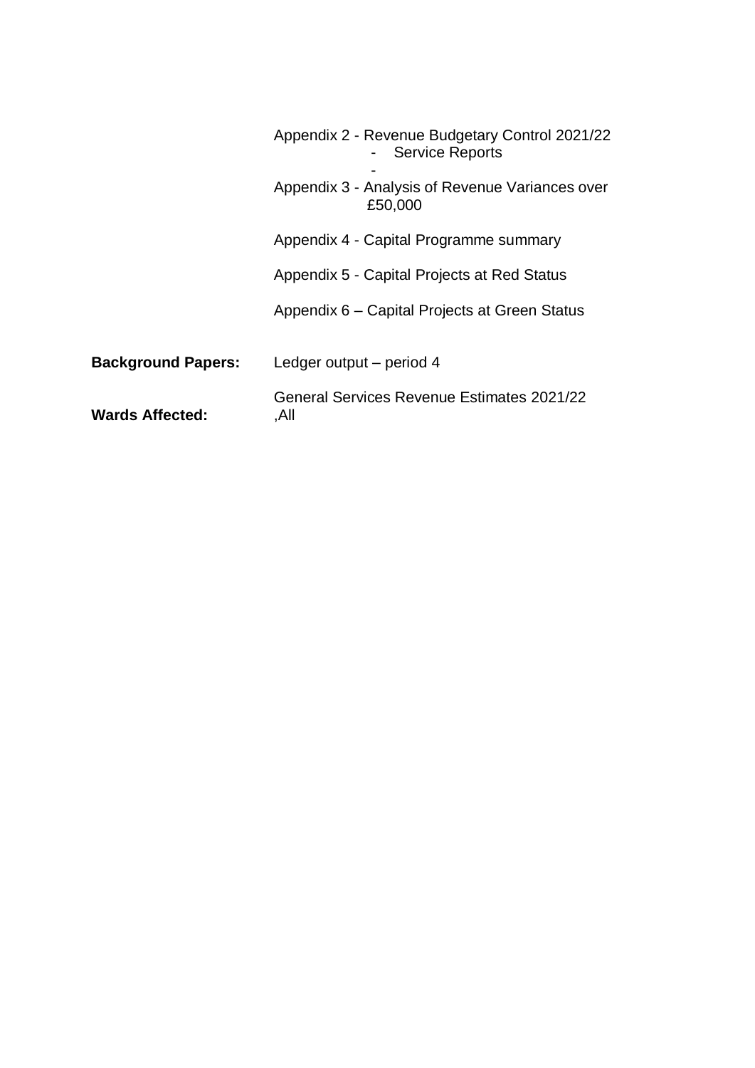Appendix 2 - Revenue Budgetary Control 2021/22
- Service Reports
-

Appendix 3 - Analysis of Revenue Variances over £50,000

Appendix 4 - Capital Programme summary

Appendix 5 - Capital Projects at Red Status

Appendix 6 – Capital Projects at Green Status

**Background Papers:** Ledger output – period 4

General Services Revenue Estimates 2021/22

**Wards Affected:** ,All